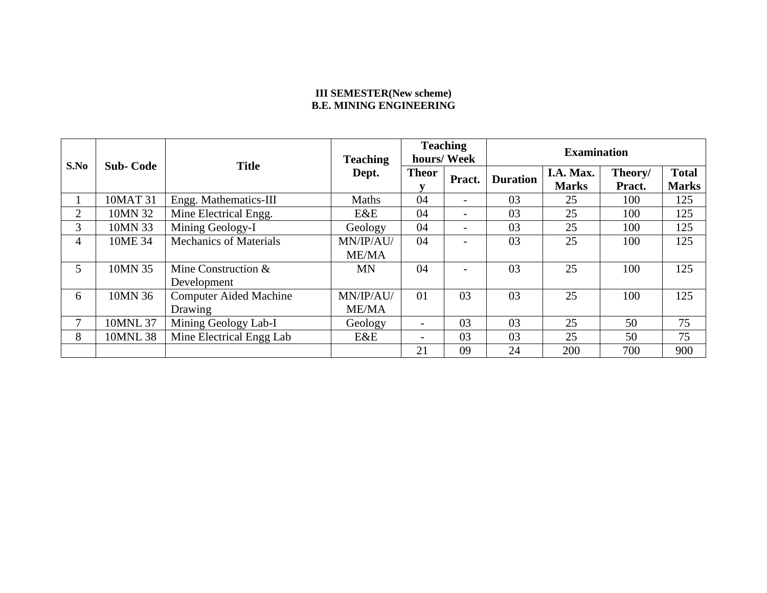**III SEMESTER(New scheme)**
**B.E. MINING ENGINEERING**

| S.No | Sub- Code | Title | Teaching Dept. | Teaching hours/ Week | | Examination | | | |
|---|---|---|---|---|---|---|---|---|---|
| | | | | Theory | Pract. | Duration | I.A. Max. Marks | Theory/ Pract. | Total Marks |
| 1 | 10MAT 31 | Engg. Mathematics-III | Maths | 04 | - | 03 | 25 | 100 | 125 |
| 2 | 10MN 32 | Mine Electrical Engg. | E&E | 04 | - | 03 | 25 | 100 | 125 |
| 3 | 10MN 33 | Mining Geology-I | Geology | 04 | - | 03 | 25 | 100 | 125 |
| 4 | 10ME 34 | Mechanics of Materials | MN/IP/AU/ ME/MA | 04 | - | 03 | 25 | 100 | 125 |
| 5 | 10MN 35 | Mine Construction & Development | MN | 04 | - | 03 | 25 | 100 | 125 |
| 6 | 10MN 36 | Computer Aided Machine Drawing | MN/IP/AU/ ME/MA | 01 | 03 | 03 | 25 | 100 | 125 |
| 7 | 10MNL 37 | Mining Geology Lab-I | Geology | - | 03 | 03 | 25 | 50 | 75 |
| 8 | 10MNL 38 | Mine Electrical Engg Lab | E&E | - | 03 | 03 | 25 | 50 | 75 |
| | | | | 21 | 09 | 24 | 200 | 700 | 900 |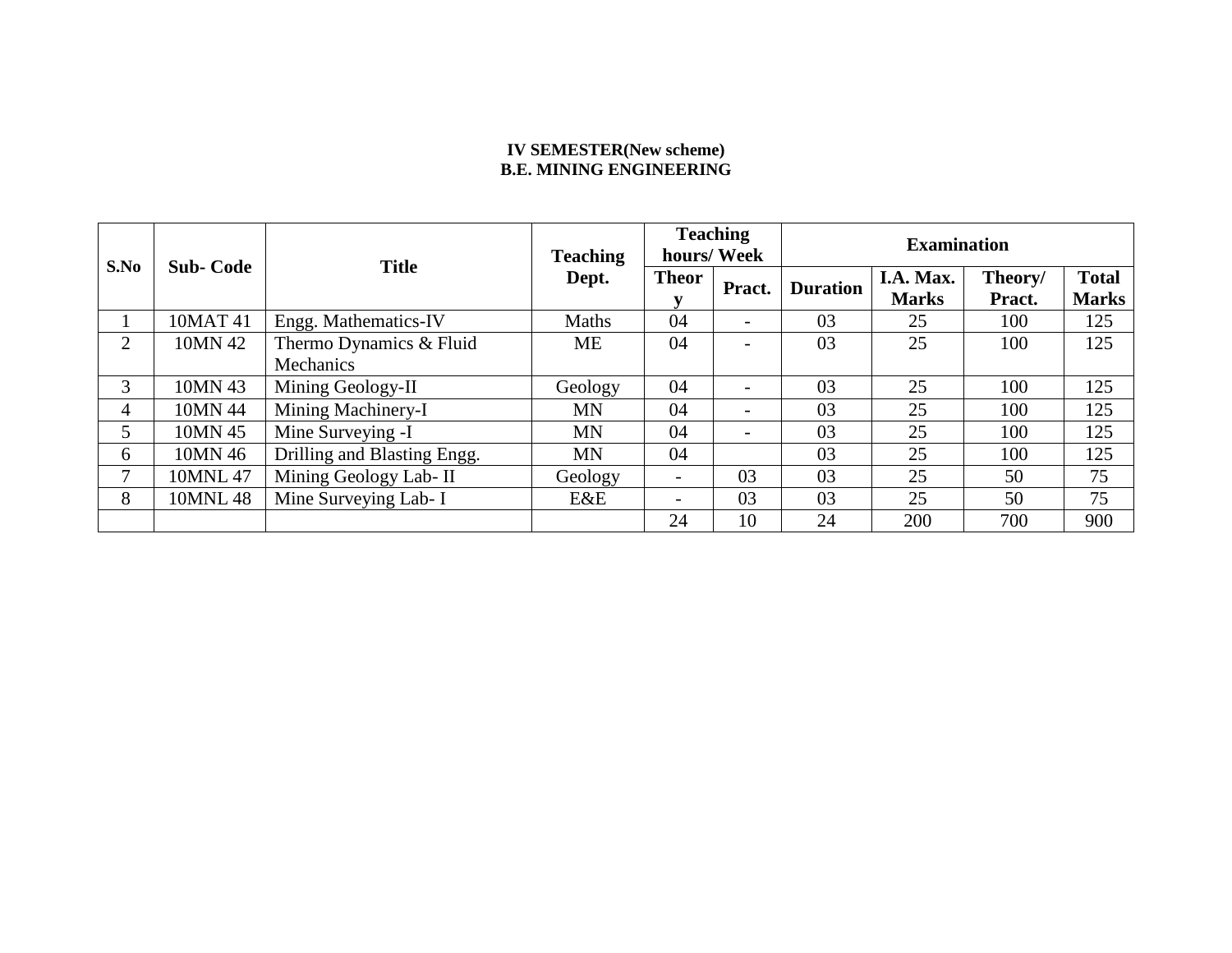**IV SEMESTER(New scheme)**
**B.E. MINING ENGINEERING**

| S.No | Sub- Code | Title | Teaching Dept. | Teaching hours/ Week | | Examination | | | |
|---|---|---|---|---|---|---|---|---|---|
| | | | | Theory | Pract. | Duration | I.A. Max. Marks | Theory/ Pract. | Total Marks |
| 1 | 10MAT 41 | Engg. Mathematics-IV | Maths | 04 | - | 03 | 25 | 100 | 125 |
| 2 | 10MN 42 | Thermo Dynamics & Fluid Mechanics | ME | 04 | - | 03 | 25 | 100 | 125 |
| 3 | 10MN 43 | Mining Geology-II | Geology | 04 | - | 03 | 25 | 100 | 125 |
| 4 | 10MN 44 | Mining Machinery-I | MN | 04 | - | 03 | 25 | 100 | 125 |
| 5 | 10MN 45 | Mine Surveying -I | MN | 04 | - | 03 | 25 | 100 | 125 |
| 6 | 10MN 46 | Drilling and Blasting Engg. | MN | 04 | | 03 | 25 | 100 | 125 |
| 7 | 10MNL 47 | Mining Geology Lab- II | Geology | - | 03 | 03 | 25 | 50 | 75 |
| 8 | 10MNL 48 | Mine Surveying Lab- I | E&E | - | 03 | 03 | 25 | 50 | 75 |
| | | | | 24 | 10 | 24 | 200 | 700 | 900 |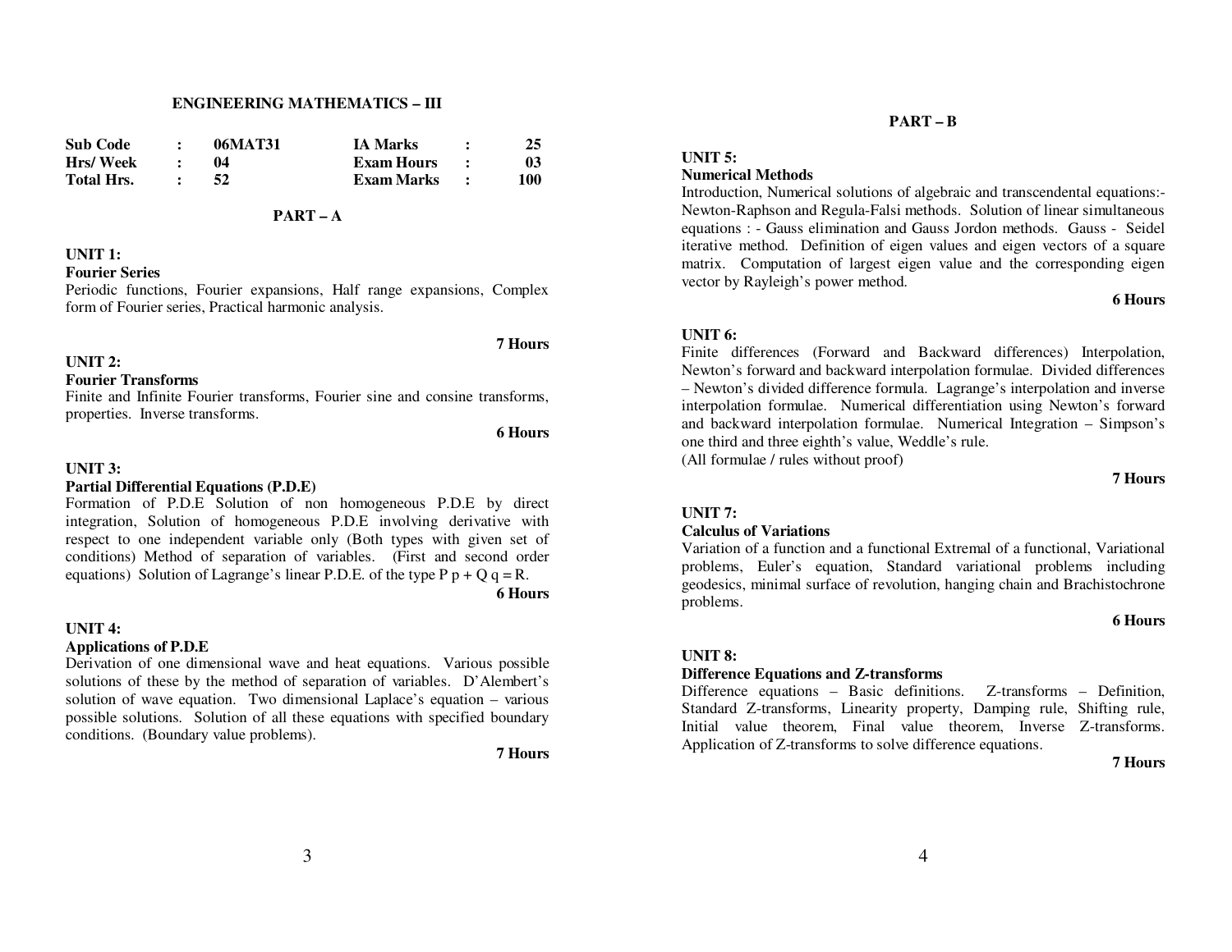# ENGINEERING MATHEMATICS – III

| Sub Code | : | 06MAT31 | IA Marks | : | 25 |
|---|---|---|---|---|---|
| Hrs/ Week | : | 04 | Exam Hours | : | 03 |
| Total Hrs. | : | 52 | Exam Marks | : | 100 |

## PART – A

**UNIT 1:**

**Fourier Series**

Periodic functions, Fourier expansions, Half range expansions, Complex form of Fourier series, Practical harmonic analysis.

**7 Hours**

**UNIT 2:**

**Fourier Transforms**

Finite and Infinite Fourier transforms, Fourier sine and consine transforms, properties. Inverse transforms.

**6 Hours**

**UNIT 3:**

**Partial Differential Equations (P.D.E)**

Formation of P.D.E Solution of non homogeneous P.D.E by direct integration, Solution of homogeneous P.D.E involving derivative with respect to one independent variable only (Both types with given set of conditions) Method of separation of variables. (First and second order equations) Solution of Lagrange's linear P.D.E. of the type $P\ p + Q\ q = R$.

**6 Hours**

**UNIT 4:**

**Applications of P.D.E**

Derivation of one dimensional wave and heat equations. Various possible solutions of these by the method of separation of variables. D'Alembert's solution of wave equation. Two dimensional Laplace's equation – various possible solutions. Solution of all these equations with specified boundary conditions. (Boundary value problems).

**7 Hours**

## PART – B

**UNIT 5:**

**Numerical Methods**

Introduction, Numerical solutions of algebraic and transcendental equations:- Newton-Raphson and Regula-Falsi methods. Solution of linear simultaneous equations : - Gauss elimination and Gauss Jordon methods. Gauss - Seidel iterative method. Definition of eigen values and eigen vectors of a square matrix. Computation of largest eigen value and the corresponding eigen vector by Rayleigh's power method.

**6 Hours**

**UNIT 6:**

Finite differences (Forward and Backward differences) Interpolation, Newton's forward and backward interpolation formulae. Divided differences – Newton's divided difference formula. Lagrange's interpolation and inverse interpolation formulae. Numerical differentiation using Newton's forward and backward interpolation formulae. Numerical Integration – Simpson's one third and three eighth's value, Weddle's rule.
(All formulae / rules without proof)

**7 Hours**

**UNIT 7:**

**Calculus of Variations**

Variation of a function and a functional Extremal of a functional, Variational problems, Euler's equation, Standard variational problems including geodesics, minimal surface of revolution, hanging chain and Brachistochrone problems.

**6 Hours**

**UNIT 8:**

**Difference Equations and Z-transforms**

Difference equations – Basic definitions. Z-transforms – Definition, Standard Z-transforms, Linearity property, Damping rule, Shifting rule, Initial value theorem, Final value theorem, Inverse Z-transforms. Application of Z-transforms to solve difference equations.

**7 Hours**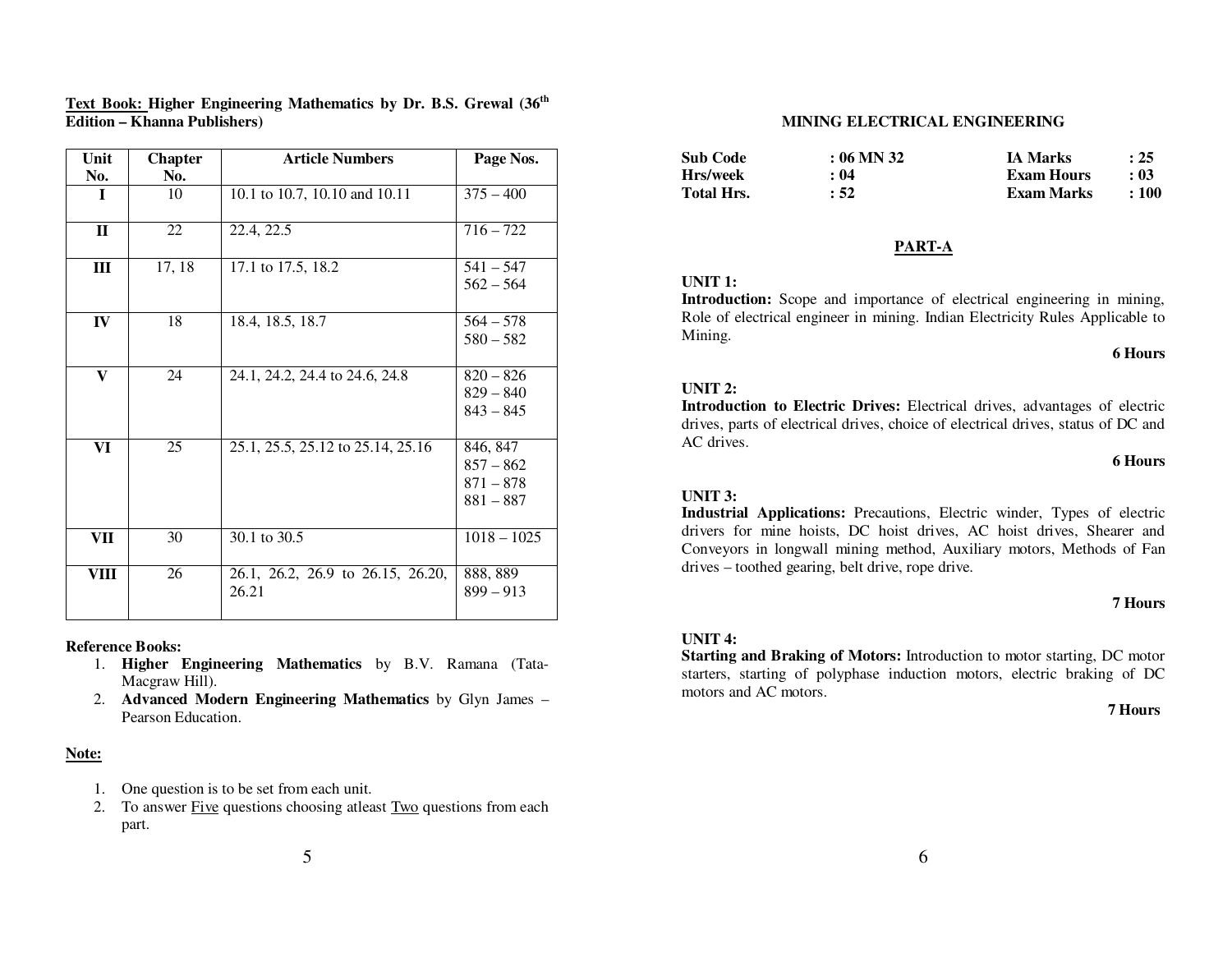**Text Book: Higher Engineering Mathematics by Dr. B.S. Grewal (36th Edition – Khanna Publishers)**

| Unit No. | Chapter No. | Article Numbers | Page Nos. |
|---|---|---|---|
| I | 10 | 10.1 to 10.7, 10.10 and 10.11 | 375 – 400 |
| II | 22 | 22.4, 22.5 | 716 – 722 |
| III | 17, 18 | 17.1 to 17.5, 18.2 | 541 – 547<br>562 – 564 |
| IV | 18 | 18.4, 18.5, 18.7 | 564 – 578<br>580 – 582 |
| V | 24 | 24.1, 24.2, 24.4 to 24.6, 24.8 | 820 – 826<br>829 – 840<br>843 – 845 |
| VI | 25 | 25.1, 25.5, 25.12 to 25.14, 25.16 | 846, 847<br>857 – 862<br>871 – 878<br>881 – 887 |
| VII | 30 | 30.1 to 30.5 | 1018 – 1025 |
| VIII | 26 | 26.1, 26.2, 26.9 to 26.15, 26.20, 26.21 | 888, 889<br>899 – 913 |

**Reference Books:**

1. **Higher Engineering Mathematics** by B.V. Ramana (Tata-Macgraw Hill).
2. **Advanced Modern Engineering Mathematics** by Glyn James – Pearson Education.

**Note:**

1. One question is to be set from each unit.
2. To answer Five questions choosing atleast Two questions from each part.

## MINING ELECTRICAL ENGINEERING

| | | | |
|---|---|---|---|
| **Sub Code** | **: 06 MN 32** | **IA Marks** | **: 25** |
| **Hrs/week** | **: 04** | **Exam Hours** | **: 03** |
| **Total Hrs.** | **: 52** | **Exam Marks** | **: 100** |

### PART-A

**UNIT 1:**
**Introduction:** Scope and importance of electrical engineering in mining, Role of electrical engineer in mining. Indian Electricity Rules Applicable to Mining.

**6 Hours**

**UNIT 2:**
**Introduction to Electric Drives:** Electrical drives, advantages of electric drives, parts of electrical drives, choice of electrical drives, status of DC and AC drives.

**6 Hours**

**UNIT 3:**
**Industrial Applications:** Precautions, Electric winder, Types of electric drivers for mine hoists, DC hoist drives, AC hoist drives, Shearer and Conveyors in longwall mining method, Auxiliary motors, Methods of Fan drives – toothed gearing, belt drive, rope drive.

**7 Hours**

**UNIT 4:**
**Starting and Braking of Motors:** Introduction to motor starting, DC motor starters, starting of polyphase induction motors, electric braking of DC motors and AC motors.

**7 Hours**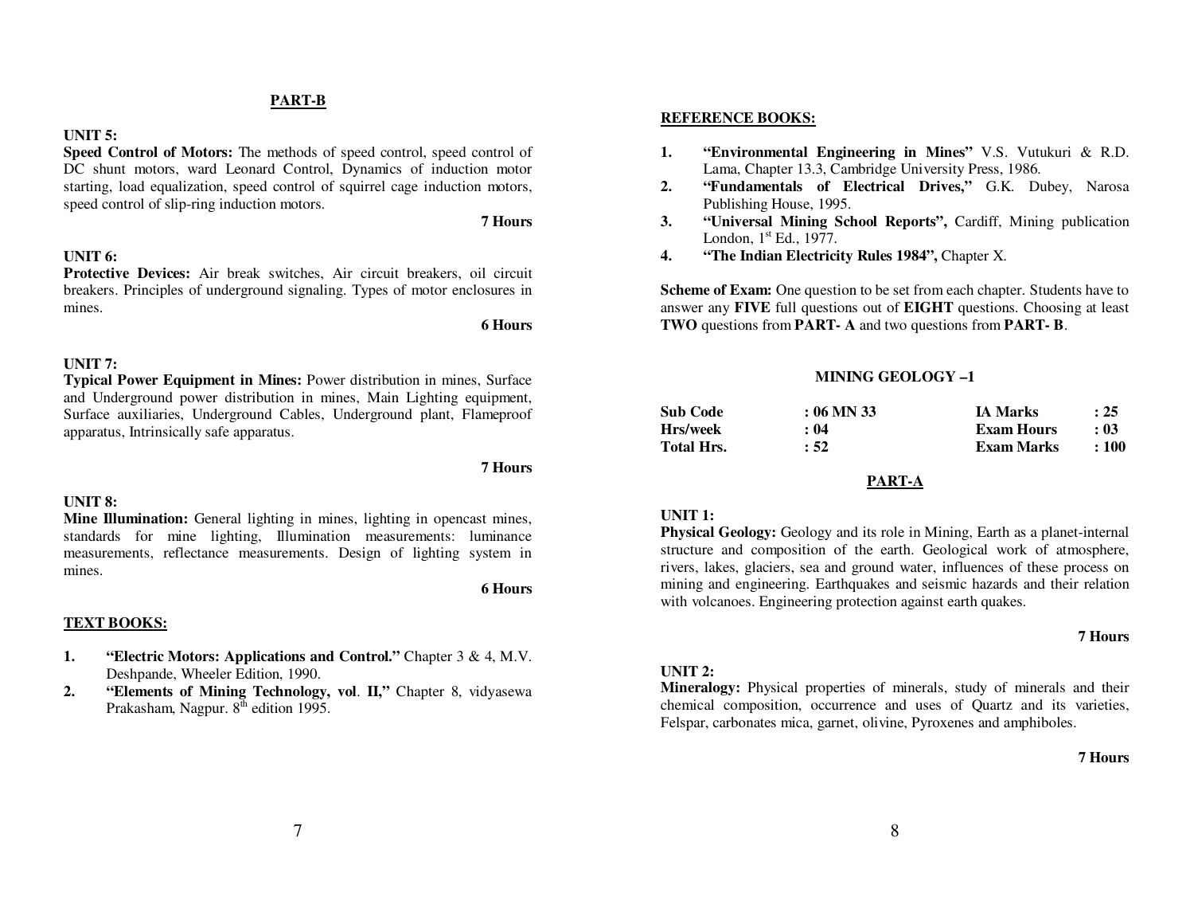## PART-B

**UNIT 5:**
**Speed Control of Motors:** The methods of speed control, speed control of DC shunt motors, ward Leonard Control, Dynamics of induction motor starting, load equalization, speed control of squirrel cage induction motors, speed control of slip-ring induction motors.

**7 Hours**

**UNIT 6:**
**Protective Devices:** Air break switches, Air circuit breakers, oil circuit breakers. Principles of underground signaling. Types of motor enclosures in mines.

**6 Hours**

**UNIT 7:**
**Typical Power Equipment in Mines:** Power distribution in mines, Surface and Underground power distribution in mines, Main Lighting equipment, Surface auxiliaries, Underground Cables, Underground plant, Flameproof apparatus, Intrinsically safe apparatus.

**7 Hours**

**UNIT 8:**
**Mine Illumination:** General lighting in mines, lighting in opencast mines, standards for mine lighting, Illumination measurements: luminance measurements, reflectance measurements. Design of lighting system in mines.

**6 Hours**

### TEXT BOOKS:

1. **"Electric Motors: Applications and Control."** Chapter 3 & 4, M.V. Deshpande, Wheeler Edition, 1990.
2. **"Elements of Mining Technology, vol. II,"** Chapter 8, vidyasewa Prakasham, Nagpur. 8th edition 1995.

### REFERENCE BOOKS:

1. **"Environmental Engineering in Mines"** V.S. Vutukuri & R.D. Lama, Chapter 13.3, Cambridge University Press, 1986.
2. **"Fundamentals of Electrical Drives,"** G.K. Dubey, Narosa Publishing House, 1995.
3. **"Universal Mining School Reports",** Cardiff, Mining publication London, 1st Ed., 1977.
4. **"The Indian Electricity Rules 1984",** Chapter X.

**Scheme of Exam:** One question to be set from each chapter. Students have to answer any **FIVE** full questions out of **EIGHT** questions. Choosing at least **TWO** questions from **PART- A** and two questions from **PART- B**.

## MINING GEOLOGY –1

| | | | |
|---|---|---|---|
| **Sub Code** | **: 06 MN 33** | **IA Marks** | **: 25** |
| **Hrs/week** | **: 04** | **Exam Hours** | **: 03** |
| **Total Hrs.** | **: 52** | **Exam Marks** | **: 100** |

## PART-A

**UNIT 1:**
**Physical Geology:** Geology and its role in Mining, Earth as a planet-internal structure and composition of the earth. Geological work of atmosphere, rivers, lakes, glaciers, sea and ground water, influences of these process on mining and engineering. Earthquakes and seismic hazards and their relation with volcanoes. Engineering protection against earth quakes.

**7 Hours**

**UNIT 2:**
**Mineralogy:** Physical properties of minerals, study of minerals and their chemical composition, occurrence and uses of Quartz and its varieties, Felspar, carbonates mica, garnet, olivine, Pyroxenes and amphiboles.

**7 Hours**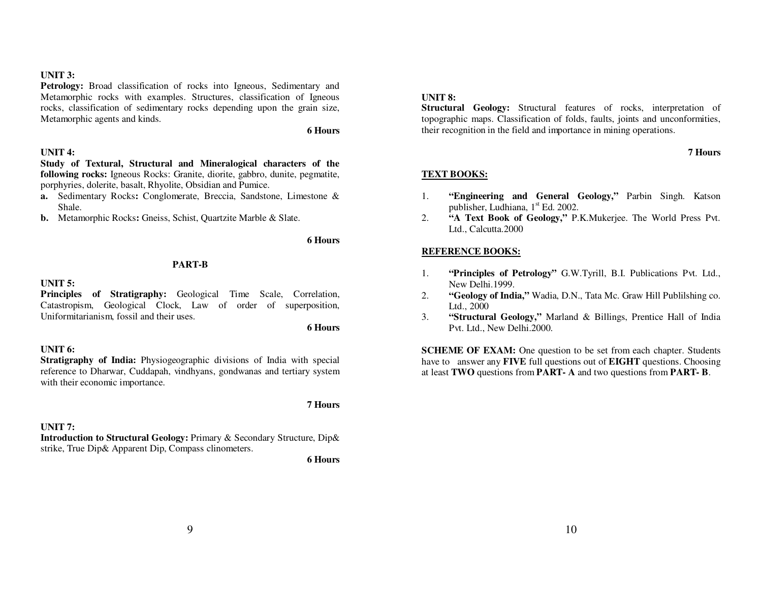**UNIT 3:**

**Petrology:** Broad classification of rocks into Igneous, Sedimentary and Metamorphic rocks with examples. Structures, classification of Igneous rocks, classification of sedimentary rocks depending upon the grain size, Metamorphic agents and kinds.

**6 Hours**

**UNIT 4:**

**Study of Textural, Structural and Mineralogical characters of the following rocks:** Igneous Rocks: Granite, diorite, gabbro, dunite, pegmatite, porphyries, dolerite, basalt, Rhyolite, Obsidian and Pumice.

**a.** Sedimentary Rocks**:** Conglomerate, Breccia, Sandstone, Limestone & Shale.

**b.** Metamorphic Rocks**:** Gneiss, Schist, Quartzite Marble & Slate.

**6 Hours**

**PART-B**

**UNIT 5:**

**Principles of Stratigraphy:** Geological Time Scale, Correlation, Catastropism, Geological Clock, Law of order of superposition, Uniformitarianism, fossil and their uses.

**6 Hours**

**UNIT 6:**

**Stratigraphy of India:** Physiogeographic divisions of India with special reference to Dharwar, Cuddapah, vindhyans, gondwanas and tertiary system with their economic importance.

**7 Hours**

**UNIT 7:**

**Introduction to Structural Geology:** Primary & Secondary Structure, Dip& strike, True Dip& Apparent Dip, Compass clinometers.

**6 Hours**

**UNIT 8:**

**Structural Geology:** Structural features of rocks, interpretation of topographic maps. Classification of folds, faults, joints and unconformities, their recognition in the field and importance in mining operations.

**7 Hours**

**TEXT BOOKS:**

1. **"Engineering and General Geology,"** Parbin Singh. Katson publisher, Ludhiana, 1st Ed. 2002.
2. **"A Text Book of Geology,"** P.K.Mukerjee. The World Press Pvt. Ltd., Calcutta.2000

**REFERENCE BOOKS:**

1. **"Principles of Petrology"** G.W.Tyrill, B.I. Publications Pvt. Ltd., New Delhi.1999.
2. **"Geology of India,"** Wadia, D.N., Tata Mc. Graw Hill Publilshing co. Ltd., 2000
3. **"Structural Geology,"** Marland & Billings, Prentice Hall of India Pvt. Ltd., New Delhi.2000.

**SCHEME OF EXAM:** One question to be set from each chapter. Students have to answer any **FIVE** full questions out of **EIGHT** questions. Choosing at least **TWO** questions from **PART- A** and two questions from **PART- B**.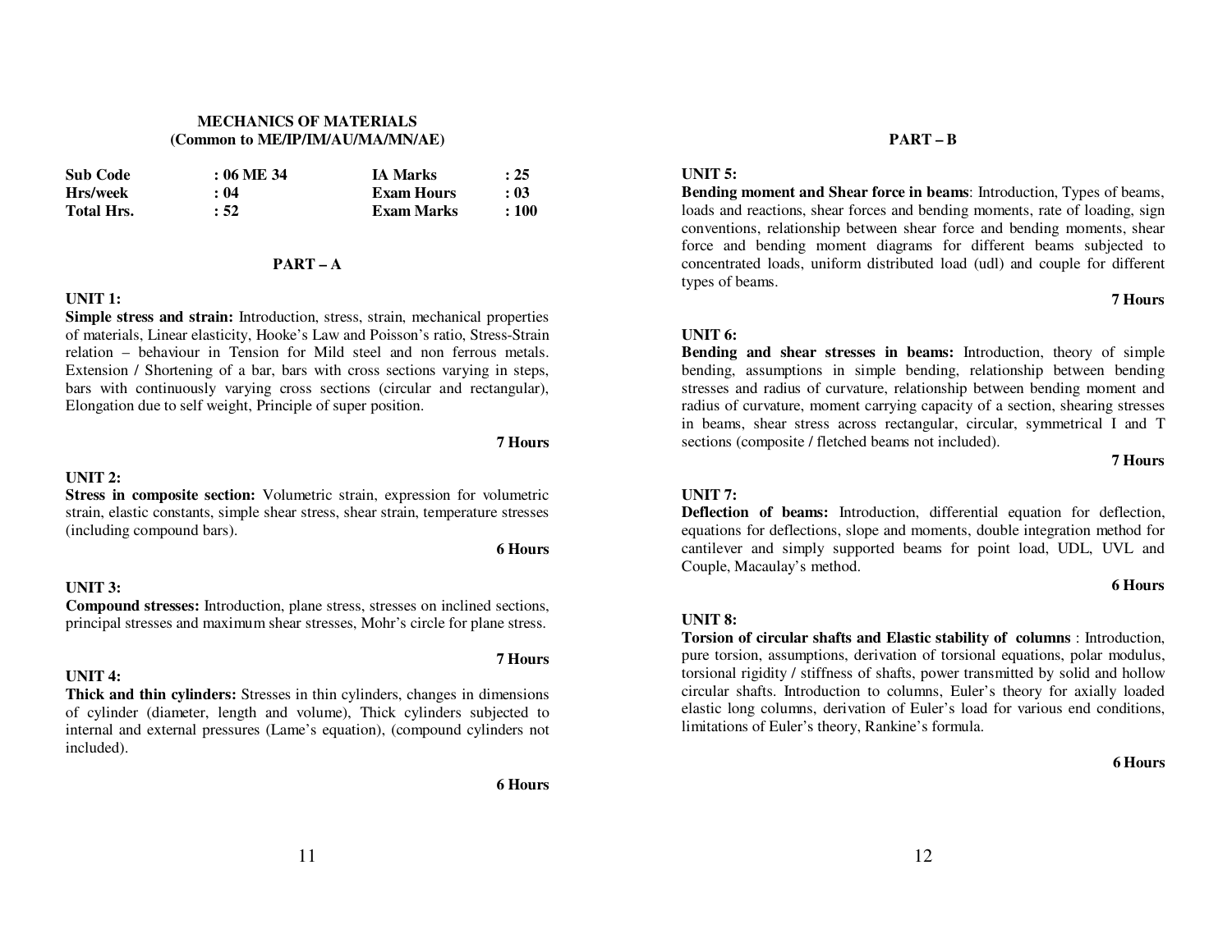## MECHANICS OF MATERIALS
**(Common to ME/IP/IM/AU/MA/MN/AE)**

| | | | |
|---|---|---|---|
| **Sub Code** | **: 06 ME 34** | **IA Marks** | **: 25** |
| **Hrs/week** | **: 04** | **Exam Hours** | **: 03** |
| **Total Hrs.** | **: 52** | **Exam Marks** | **: 100** |

### PART – A

**UNIT 1:**
**Simple stress and strain:** Introduction, stress, strain, mechanical properties of materials, Linear elasticity, Hooke's Law and Poisson's ratio, Stress-Strain relation – behaviour in Tension for Mild steel and non ferrous metals. Extension / Shortening of a bar, bars with cross sections varying in steps, bars with continuously varying cross sections (circular and rectangular), Elongation due to self weight, Principle of super position.

**7 Hours**

**UNIT 2:**
**Stress in composite section:** Volumetric strain, expression for volumetric strain, elastic constants, simple shear stress, shear strain, temperature stresses (including compound bars).

**6 Hours**

**UNIT 3:**
**Compound stresses:** Introduction, plane stress, stresses on inclined sections, principal stresses and maximum shear stresses, Mohr's circle for plane stress.

**7 Hours**

**UNIT 4:**
**Thick and thin cylinders:** Stresses in thin cylinders, changes in dimensions of cylinder (diameter, length and volume), Thick cylinders subjected to internal and external pressures (Lame's equation), (compound cylinders not included).

**6 Hours**

### PART – B

**UNIT 5:**
**Bending moment and Shear force in beams**: Introduction, Types of beams, loads and reactions, shear forces and bending moments, rate of loading, sign conventions, relationship between shear force and bending moments, shear force and bending moment diagrams for different beams subjected to concentrated loads, uniform distributed load (udl) and couple for different types of beams.

**7 Hours**

**UNIT 6:**
**Bending and shear stresses in beams:** Introduction, theory of simple bending, assumptions in simple bending, relationship between bending stresses and radius of curvature, relationship between bending moment and radius of curvature, moment carrying capacity of a section, shearing stresses in beams, shear stress across rectangular, circular, symmetrical I and T sections (composite / fletched beams not included).

**7 Hours**

**UNIT 7:**
**Deflection of beams:** Introduction, differential equation for deflection, equations for deflections, slope and moments, double integration method for cantilever and simply supported beams for point load, UDL, UVL and Couple, Macaulay's method.

**6 Hours**

**UNIT 8:**
**Torsion of circular shafts and Elastic stability of columns** : Introduction, pure torsion, assumptions, derivation of torsional equations, polar modulus, torsional rigidity / stiffness of shafts, power transmitted by solid and hollow circular shafts. Introduction to columns, Euler's theory for axially loaded elastic long columns, derivation of Euler's load for various end conditions, limitations of Euler's theory, Rankine's formula.

**6 Hours**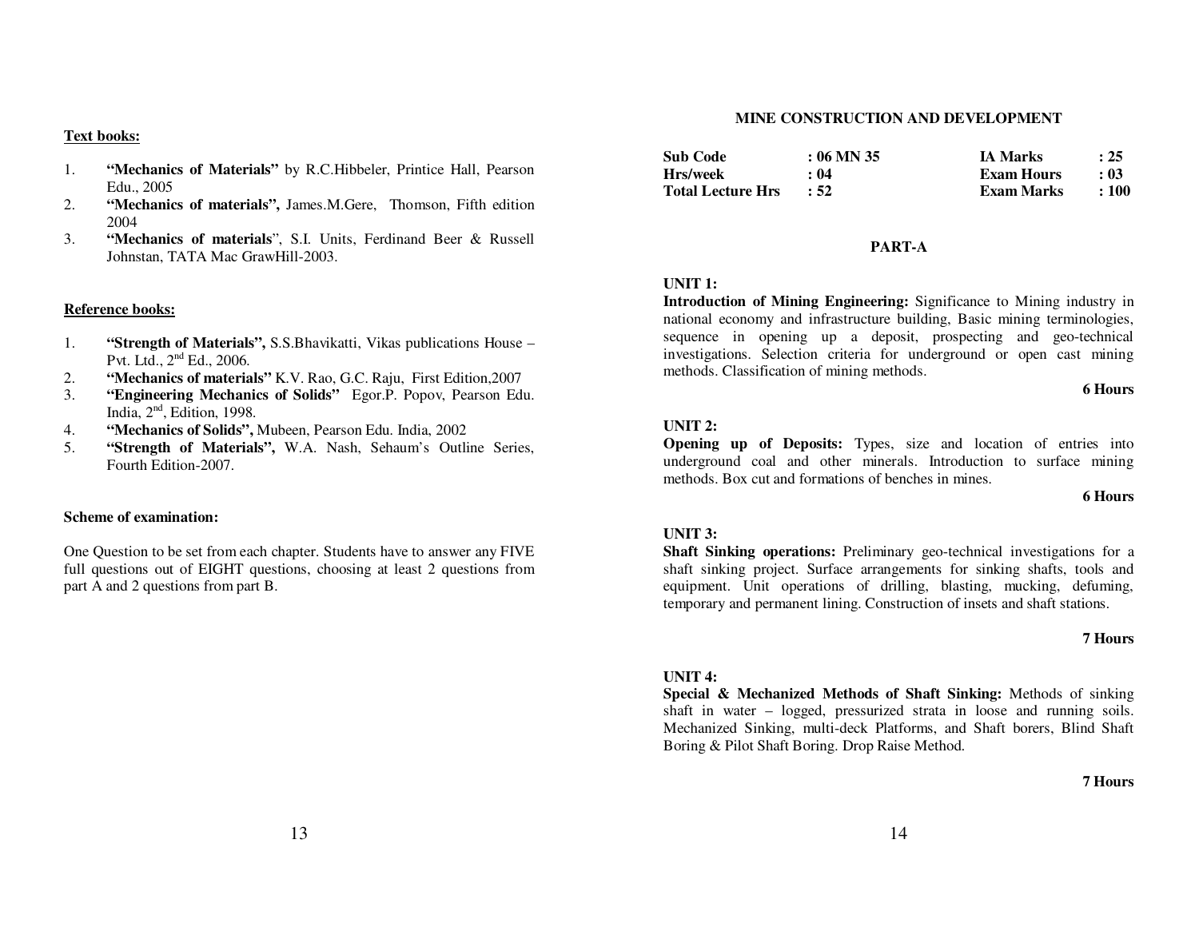**Text books:**

1. **"Mechanics of Materials"** by R.C.Hibbeler, Printice Hall, Pearson Edu., 2005
2. **"Mechanics of materials",** James.M.Gere, Thomson, Fifth edition 2004
3. **"Mechanics of materials**", S.I. Units, Ferdinand Beer & Russell Johnstan, TATA Mac GrawHill-2003.

**Reference books:**

1. **"Strength of Materials",** S.S.Bhavikatti, Vikas publications House – Pvt. Ltd., 2nd Ed., 2006.
2. **"Mechanics of materials"** K.V. Rao, G.C. Raju, First Edition,2007
3. **"Engineering Mechanics of Solids"** Egor.P. Popov, Pearson Edu. India, 2nd, Edition, 1998.
4. **"Mechanics of Solids",** Mubeen, Pearson Edu. India, 2002
5. **"Strength of Materials",** W.A. Nash, Sehaum's Outline Series, Fourth Edition-2007.

**Scheme of examination:**

One Question to be set from each chapter. Students have to answer any FIVE full questions out of EIGHT questions, choosing at least 2 questions from part A and 2 questions from part B.

## MINE CONSTRUCTION AND DEVELOPMENT

| | | | |
|---|---|---|---|
| **Sub Code** | **: 06 MN 35** | **IA Marks** | **: 25** |
| **Hrs/week** | **: 04** | **Exam Hours** | **: 03** |
| **Total Lecture Hrs** | **: 52** | **Exam Marks** | **: 100** |

### PART-A

**UNIT 1:**

**Introduction of Mining Engineering:** Significance to Mining industry in national economy and infrastructure building, Basic mining terminologies, sequence in opening up a deposit, prospecting and geo-technical investigations. Selection criteria for underground or open cast mining methods. Classification of mining methods.

**6 Hours**

**UNIT 2:**

**Opening up of Deposits:** Types, size and location of entries into underground coal and other minerals. Introduction to surface mining methods. Box cut and formations of benches in mines.

**6 Hours**

**UNIT 3:**

**Shaft Sinking operations:** Preliminary geo-technical investigations for a shaft sinking project. Surface arrangements for sinking shafts, tools and equipment. Unit operations of drilling, blasting, mucking, defuming, temporary and permanent lining. Construction of insets and shaft stations.

**7 Hours**

**UNIT 4:**

**Special & Mechanized Methods of Shaft Sinking:** Methods of sinking shaft in water – logged, pressurized strata in loose and running soils. Mechanized Sinking, multi-deck Platforms, and Shaft borers, Blind Shaft Boring & Pilot Shaft Boring. Drop Raise Method.

**7 Hours**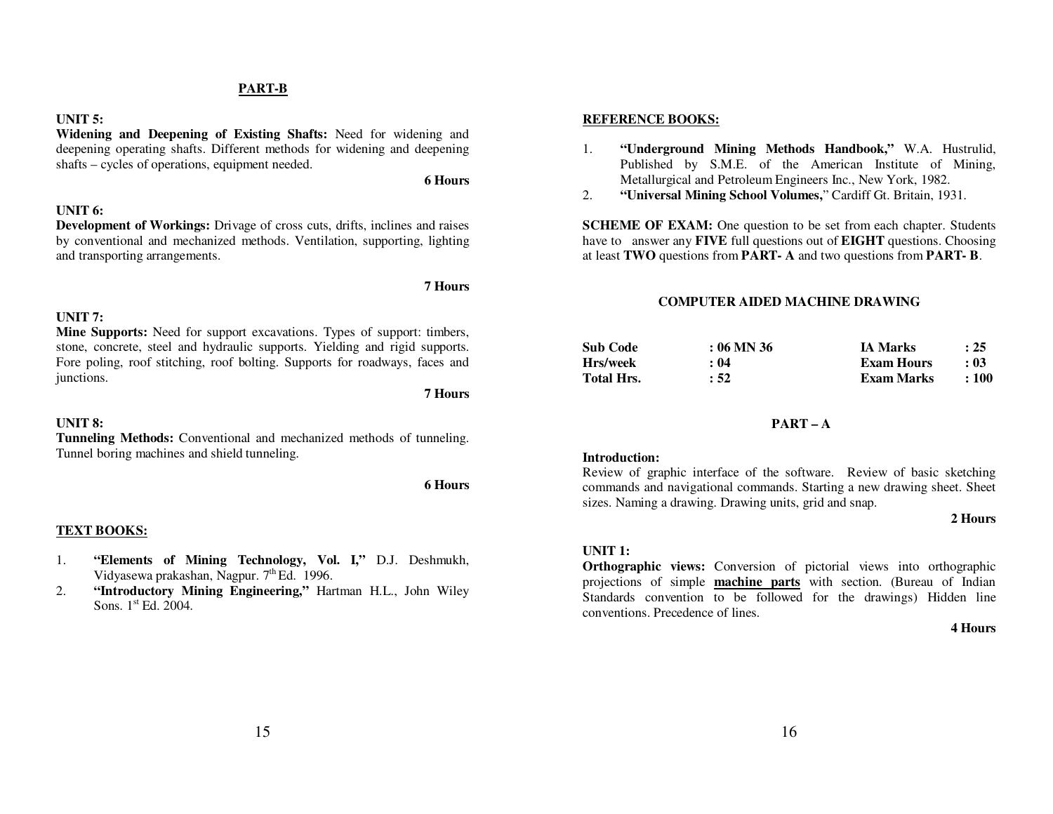## PART-B

**UNIT 5:**
**Widening and Deepening of Existing Shafts:** Need for widening and deepening operating shafts. Different methods for widening and deepening shafts – cycles of operations, equipment needed.

**6 Hours**

**UNIT 6:**
**Development of Workings:** Drivage of cross cuts, drifts, inclines and raises by conventional and mechanized methods. Ventilation, supporting, lighting and transporting arrangements.

**7 Hours**

**UNIT 7:**
**Mine Supports:** Need for support excavations. Types of support: timbers, stone, concrete, steel and hydraulic supports. Yielding and rigid supports. Fore poling, roof stitching, roof bolting. Supports for roadways, faces and junctions.

**7 Hours**

**UNIT 8:**
**Tunneling Methods:** Conventional and mechanized methods of tunneling. Tunnel boring machines and shield tunneling.

**6 Hours**

**TEXT BOOKS:**

1. **"Elements of Mining Technology, Vol. I,"** D.J. Deshmukh, Vidyasewa prakashan, Nagpur. 7th Ed. 1996.
2. **"Introductory Mining Engineering,"** Hartman H.L., John Wiley Sons. 1st Ed. 2004.

**REFERENCE BOOKS:**

1. **"Underground Mining Methods Handbook,"** W.A. Hustrulid, Published by S.M.E. of the American Institute of Mining, Metallurgical and Petroleum Engineers Inc., New York, 1982.
2. **"Universal Mining School Volumes,"** Cardiff Gt. Britain, 1931.

**SCHEME OF EXAM:** One question to be set from each chapter. Students have to answer any **FIVE** full questions out of **EIGHT** questions. Choosing at least **TWO** questions from **PART- A** and two questions from **PART- B**.

## COMPUTER AIDED MACHINE DRAWING

| | | | |
|---|---|---|---|
| **Sub Code** | **: 06 MN 36** | **IA Marks** | **: 25** |
| **Hrs/week** | **: 04** | **Exam Hours** | **: 03** |
| **Total Hrs.** | **: 52** | **Exam Marks** | **: 100** |

## PART – A

**Introduction:**
Review of graphic interface of the software. Review of basic sketching commands and navigational commands. Starting a new drawing sheet. Sheet sizes. Naming a drawing. Drawing units, grid and snap.

**2 Hours**

**UNIT 1:**
**Orthographic views:** Conversion of pictorial views into orthographic projections of simple **machine parts** with section. (Bureau of Indian Standards convention to be followed for the drawings) Hidden line conventions. Precedence of lines.

**4 Hours**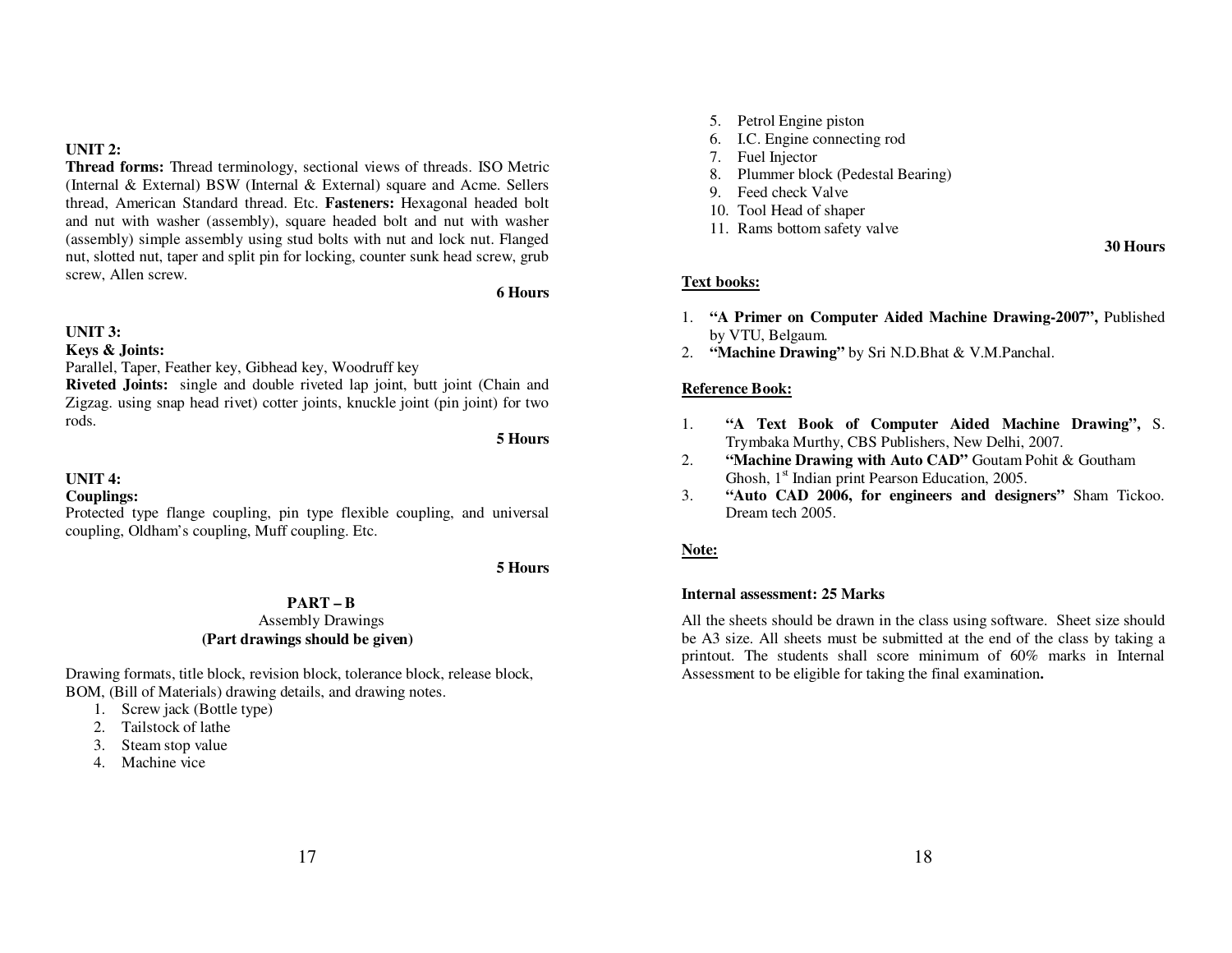**UNIT 2:**

**Thread forms:** Thread terminology, sectional views of threads. ISO Metric (Internal & External) BSW (Internal & External) square and Acme. Sellers thread, American Standard thread. Etc. **Fasteners:** Hexagonal headed bolt and nut with washer (assembly), square headed bolt and nut with washer (assembly) simple assembly using stud bolts with nut and lock nut. Flanged nut, slotted nut, taper and split pin for locking, counter sunk head screw, grub screw, Allen screw.

**6 Hours**

**UNIT 3:**

**Keys & Joints:**

Parallel, Taper, Feather key, Gibhead key, Woodruff key

**Riveted Joints:** single and double riveted lap joint, butt joint (Chain and Zigzag. using snap head rivet) cotter joints, knuckle joint (pin joint) for two rods.

**5 Hours**

**UNIT 4:**

**Couplings:**

Protected type flange coupling, pin type flexible coupling, and universal coupling, Oldham's coupling, Muff coupling. Etc.

**5 Hours**

**PART – B**

Assembly Drawings

**(Part drawings should be given)**

Drawing formats, title block, revision block, tolerance block, release block, BOM, (Bill of Materials) drawing details, and drawing notes.

1. Screw jack (Bottle type)
2. Tailstock of lathe
3. Steam stop value
4. Machine vice
5. Petrol Engine piston
6. I.C. Engine connecting rod
7. Fuel Injector
8. Plummer block (Pedestal Bearing)
9. Feed check Valve
10. Tool Head of shaper
11. Rams bottom safety valve

**30 Hours**

**Text books:**

1. **"A Primer on Computer Aided Machine Drawing-2007",** Published by VTU, Belgaum.
2. **"Machine Drawing"** by Sri N.D.Bhat & V.M.Panchal.

**Reference Book:**

1. **"A Text Book of Computer Aided Machine Drawing",** S. Trymbaka Murthy, CBS Publishers, New Delhi, 2007.
2. **"Machine Drawing with Auto CAD"** Goutam Pohit & Goutham Ghosh, 1st Indian print Pearson Education, 2005.
3. **"Auto CAD 2006, for engineers and designers"** Sham Tickoo. Dream tech 2005.

**Note:**

**Internal assessment: 25 Marks**

All the sheets should be drawn in the class using software. Sheet size should be A3 size. All sheets must be submitted at the end of the class by taking a printout. The students shall score minimum of 60% marks in Internal Assessment to be eligible for taking the final examination**.**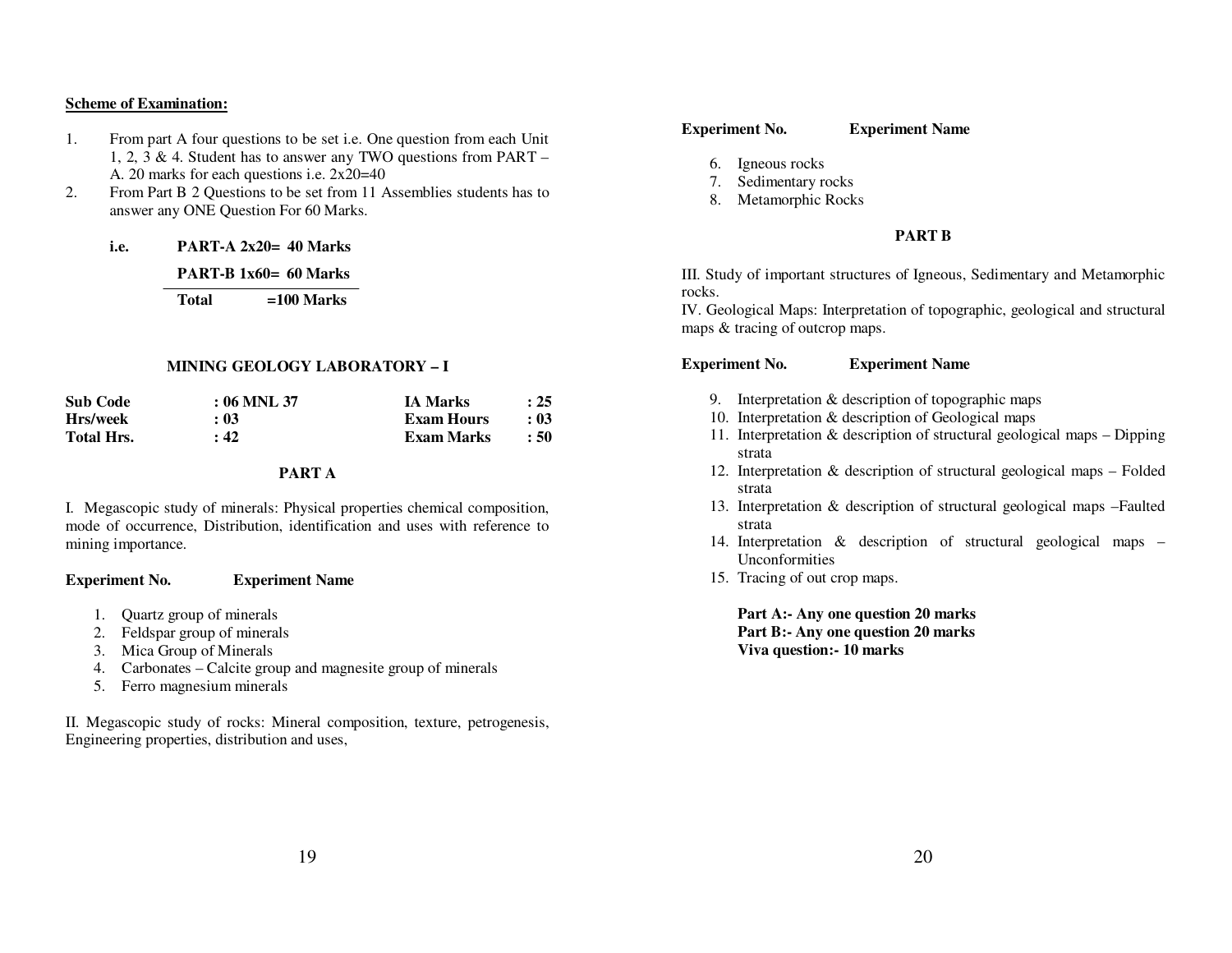**Scheme of Examination:**

1. From part A four questions to be set i.e. One question from each Unit 1, 2, 3 & 4. Student has to answer any TWO questions from PART – A. 20 marks for each questions i.e. 2x20=40
2. From Part B 2 Questions to be set from 11 Assemblies students has to answer any ONE Question For 60 Marks.

| i.e. | **PART-A 2x20= 40 Marks** |
|---|---|
| | **PART-B 1x60= 60 Marks** |
| | **Total =100 Marks** |

### MINING GEOLOGY LABORATORY – I

| | | | |
|---|---|---|---|
| **Sub Code** | **: 06 MNL 37** | **IA Marks** | **: 25** |
| **Hrs/week** | **: 03** | **Exam Hours** | **: 03** |
| **Total Hrs.** | **: 42** | **Exam Marks** | **: 50** |

### PART A

I. Megascopic study of minerals: Physical properties chemical composition, mode of occurrence, Distribution, identification and uses with reference to mining importance.

**Experiment No. Experiment Name**

1. Quartz group of minerals
2. Feldspar group of minerals
3. Mica Group of Minerals
4. Carbonates – Calcite group and magnesite group of minerals
5. Ferro magnesium minerals

II. Megascopic study of rocks: Mineral composition, texture, petrogenesis, Engineering properties, distribution and uses,

**Experiment No. Experiment Name**

6. Igneous rocks
7. Sedimentary rocks
8. Metamorphic Rocks

### PART B

III. Study of important structures of Igneous, Sedimentary and Metamorphic rocks.
IV. Geological Maps: Interpretation of topographic, geological and structural maps & tracing of outcrop maps.

**Experiment No. Experiment Name**

9. Interpretation & description of topographic maps
10. Interpretation & description of Geological maps
11. Interpretation & description of structural geological maps – Dipping strata
12. Interpretation & description of structural geological maps – Folded strata
13. Interpretation & description of structural geological maps –Faulted strata
14. Interpretation & description of structural geological maps – Unconformities
15. Tracing of out crop maps.

**Part A:- Any one question 20 marks**
**Part B:- Any one question 20 marks**
**Viva question:- 10 marks**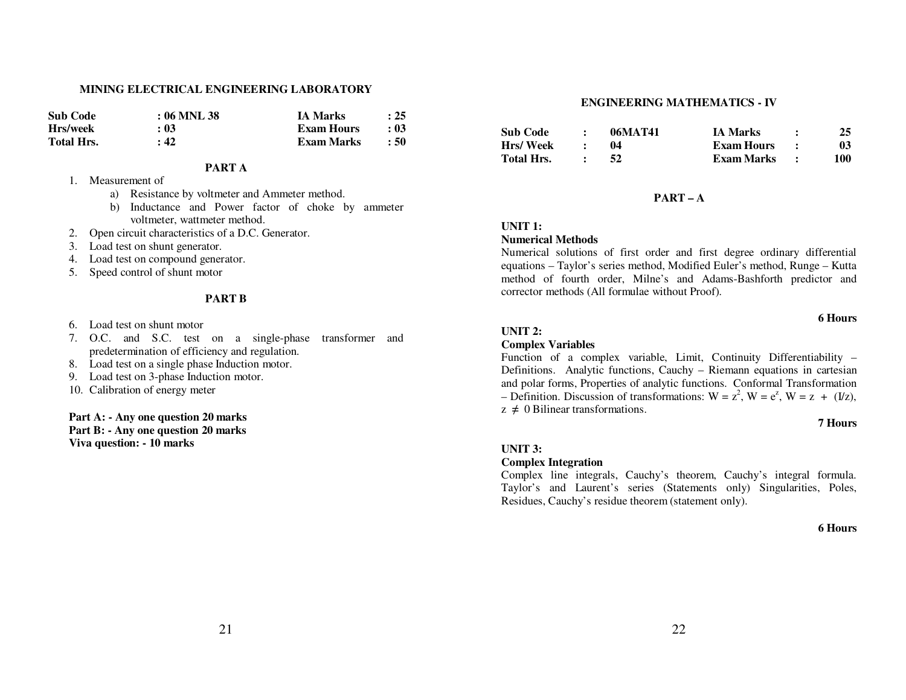## MINING ELECTRICAL ENGINEERING LABORATORY

| **Sub Code** | **: 06 MNL 38** | **IA Marks** | **: 25** |
|---|---|---|---|
| **Hrs/week** | **: 03** | **Exam Hours** | **: 03** |
| **Total Hrs.** | **: 42** | **Exam Marks** | **: 50** |

### PART A

1. Measurement of
   a) Resistance by voltmeter and Ammeter method.
   b) Inductance and Power factor of choke by ammeter voltmeter, wattmeter method.
2. Open circuit characteristics of a D.C. Generator.
3. Load test on shunt generator.
4. Load test on compound generator.
5. Speed control of shunt motor

### PART B

6. Load test on shunt motor
7. O.C. and S.C. test on a single-phase transformer and predetermination of efficiency and regulation.
8. Load test on a single phase Induction motor.
9. Load test on 3-phase Induction motor.
10. Calibration of energy meter

**Part A: - Any one question 20 marks**
**Part B: - Any one question 20 marks**
**Viva question: - 10 marks**

## ENGINEERING MATHEMATICS - IV

| **Sub Code** | **:** | **06MAT41** | **IA Marks** | **:** | **25** |
|---|---|---|---|---|---|
| **Hrs/ Week** | **:** | **04** | **Exam Hours** | **:** | **03** |
| **Total Hrs.** | **:** | **52** | **Exam Marks** | **:** | **100** |

### PART – A

**UNIT 1:**
**Numerical Methods**
Numerical solutions of first order and first degree ordinary differential equations – Taylor's series method, Modified Euler's method, Runge – Kutta method of fourth order, Milne's and Adams-Bashforth predictor and corrector methods (All formulae without Proof).

**6 Hours**

**UNIT 2:**
**Complex Variables**
Function of a complex variable, Limit, Continuity Differentiability – Definitions. Analytic functions, Cauchy – Riemann equations in cartesian and polar forms, Properties of analytic functions. Conformal Transformation – Definition. Discussion of transformations: $W = z^2$, $W = e^z$, $W = z + (I/z)$, $z \neq 0$ Bilinear transformations.

**7 Hours**

**UNIT 3:**
**Complex Integration**
Complex line integrals, Cauchy's theorem, Cauchy's integral formula. Taylor's and Laurent's series (Statements only) Singularities, Poles, Residues, Cauchy's residue theorem (statement only).

**6 Hours**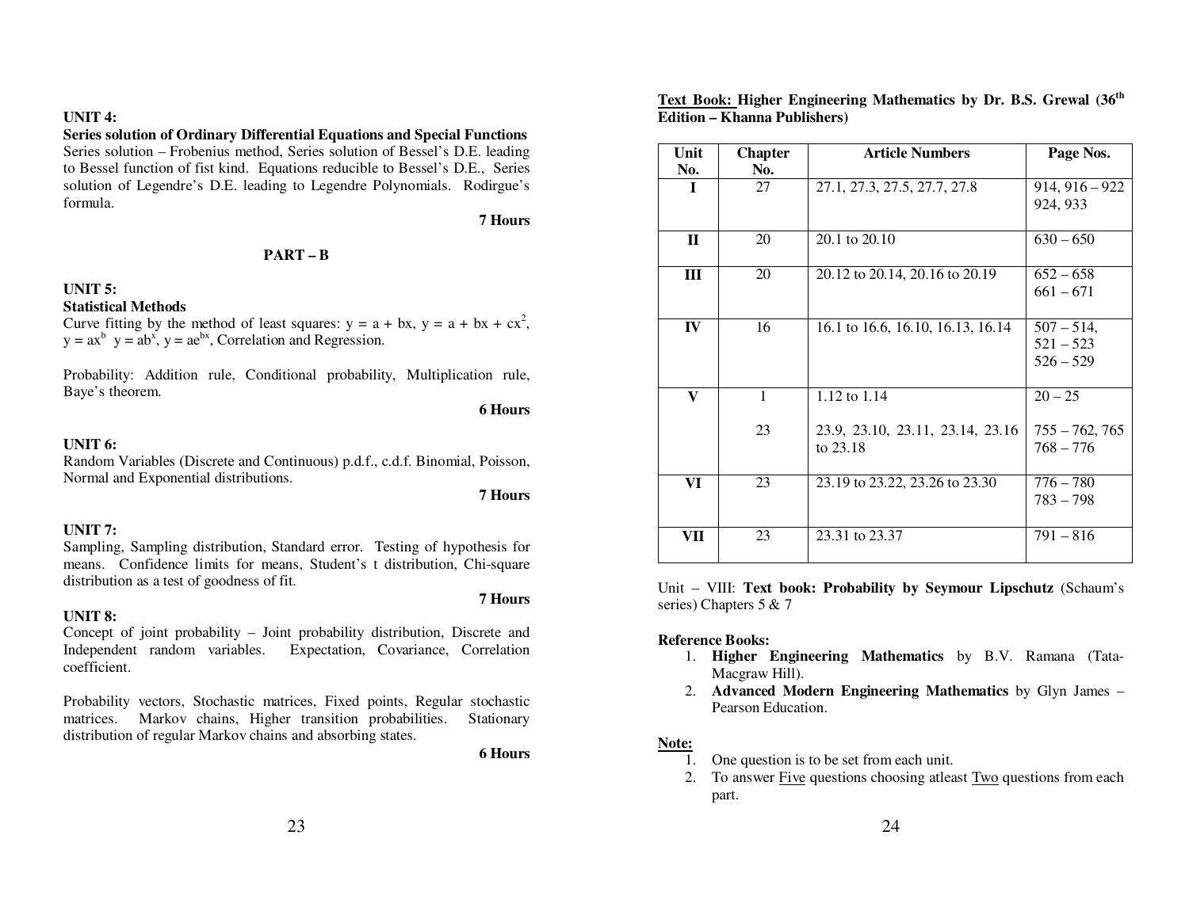**UNIT 4:**

**Series solution of Ordinary Differential Equations and Special Functions**

Series solution – Frobenius method, Series solution of Bessel's D.E. leading to Bessel function of fist kind. Equations reducible to Bessel's D.E., Series solution of Legendre's D.E. leading to Legendre Polynomials. Rodirgue's formula.

**7 Hours**

## PART – B

**UNIT 5:**

**Statistical Methods**

Curve fitting by the method of least squares: $y = a + bx$, $y = a + bx + cx^2$, $y = ax^b$ $y = ab^x$, $y = ae^{bx}$, Correlation and Regression.

Probability: Addition rule, Conditional probability, Multiplication rule, Baye's theorem.

**6 Hours**

**UNIT 6:**

Random Variables (Discrete and Continuous) p.d.f., c.d.f. Binomial, Poisson, Normal and Exponential distributions.

**7 Hours**

**UNIT 7:**

Sampling, Sampling distribution, Standard error. Testing of hypothesis for means. Confidence limits for means, Student's t distribution, Chi-square distribution as a test of goodness of fit.

**7 Hours**

**UNIT 8:**

Concept of joint probability – Joint probability distribution, Discrete and Independent random variables. Expectation, Covariance, Correlation coefficient.

Probability vectors, Stochastic matrices, Fixed points, Regular stochastic matrices. Markov chains, Higher transition probabilities. Stationary distribution of regular Markov chains and absorbing states.

**6 Hours**

**Text Book: Higher Engineering Mathematics by Dr. B.S. Grewal (36th Edition – Khanna Publishers)**

| Unit No. | Chapter No. | Article Numbers | Page Nos. |
|---|---|---|---|
| I | 27 | 27.1, 27.3, 27.5, 27.7, 27.8 | 914, 916 – 922<br>924, 933 |
| II | 20 | 20.1 to 20.10 | 630 – 650 |
| III | 20 | 20.12 to 20.14, 20.16 to 20.19 | 652 – 658<br>661 – 671 |
| IV | 16 | 16.1 to 16.6, 16.10, 16.13, 16.14 | 507 – 514,<br>521 – 523<br>526 – 529 |
| V | 1<br><br>23 | 1.12 to 1.14<br><br>23.9, 23.10, 23.11, 23.14, 23.16 to 23.18 | 20 – 25<br><br>755 – 762, 765<br>768 – 776 |
| VI | 23 | 23.19 to 23.22, 23.26 to 23.30 | 776 – 780<br>783 – 798 |
| VII | 23 | 23.31 to 23.37 | 791 – 816 |

Unit – VIII: **Text book: Probability by Seymour Lipschutz** (Schaum's series) Chapters 5 & 7

**Reference Books:**

1. **Higher Engineering Mathematics** by B.V. Ramana (Tata-Macgraw Hill).
2. **Advanced Modern Engineering Mathematics** by Glyn James – Pearson Education.

**Note:**

1. One question is to be set from each unit.
2. To answer Five questions choosing atleast Two questions from each part.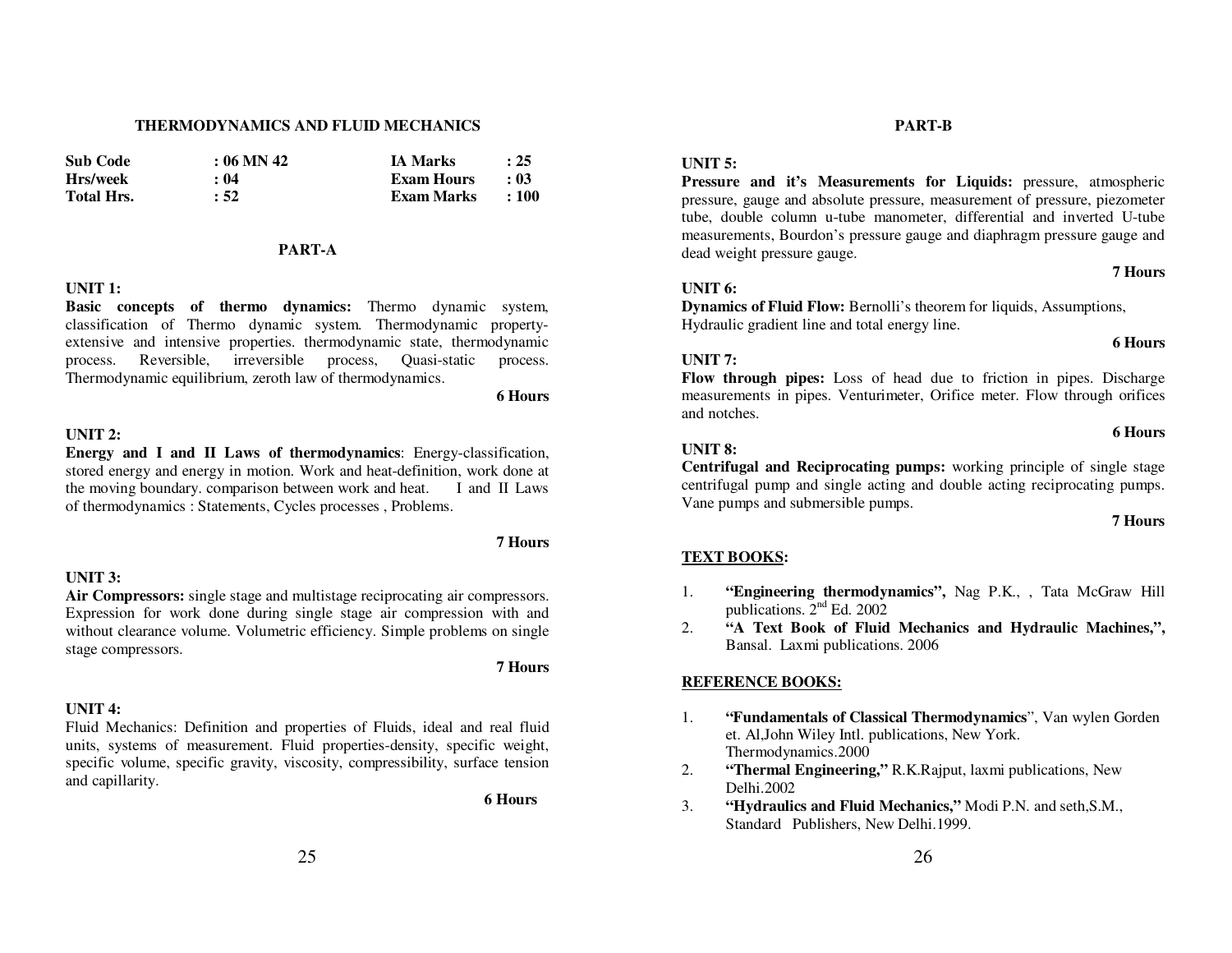## THERMODYNAMICS AND FLUID MECHANICS

| **Sub Code** | **: 06 MN 42** | **IA Marks** | **: 25** |
|---|---|---|---|
| **Hrs/week** | **: 04** | **Exam Hours** | **: 03** |
| **Total Hrs.** | **: 52** | **Exam Marks** | **: 100** |

### PART-A

**UNIT 1:**

**Basic concepts of thermo dynamics:** Thermo dynamic system, classification of Thermo dynamic system. Thermodynamic property-extensive and intensive properties. thermodynamic state, thermodynamic process. Reversible, irreversible process, Quasi-static process. Thermodynamic equilibrium, zeroth law of thermodynamics.

**6 Hours**

**UNIT 2:**

**Energy and I and II Laws of thermodynamics**: Energy-classification, stored energy and energy in motion. Work and heat-definition, work done at the moving boundary. comparison between work and heat. I and II Laws of thermodynamics : Statements, Cycles processes , Problems.

**7 Hours**

**UNIT 3:**

**Air Compressors:** single stage and multistage reciprocating air compressors. Expression for work done during single stage air compression with and without clearance volume. Volumetric efficiency. Simple problems on single stage compressors.

**7 Hours**

**UNIT 4:**

Fluid Mechanics: Definition and properties of Fluids, ideal and real fluid units, systems of measurement. Fluid properties-density, specific weight, specific volume, specific gravity, viscosity, compressibility, surface tension and capillarity.

**6 Hours**

### PART-B

**UNIT 5:**

**Pressure and it's Measurements for Liquids:** pressure, atmospheric pressure, gauge and absolute pressure, measurement of pressure, piezometer tube, double column u-tube manometer, differential and inverted U-tube measurements, Bourdon's pressure gauge and diaphragm pressure gauge and dead weight pressure gauge.

**7 Hours**

**UNIT 6:**

**Dynamics of Fluid Flow:** Bernolli's theorem for liquids, Assumptions, Hydraulic gradient line and total energy line.

**6 Hours**

**UNIT 7:**

**Flow through pipes:** Loss of head due to friction in pipes. Discharge measurements in pipes. Venturimeter, Orifice meter. Flow through orifices and notches.

**6 Hours**

**UNIT 8:**

**Centrifugal and Reciprocating pumps:** working principle of single stage centrifugal pump and single acting and double acting reciprocating pumps. Vane pumps and submersible pumps.

**7 Hours**

**TEXT BOOKS:**

1. **"Engineering thermodynamics",** Nag P.K., , Tata McGraw Hill publications. 2nd Ed. 2002
2. **"A Text Book of Fluid Mechanics and Hydraulic Machines,",** Bansal. Laxmi publications. 2006

**REFERENCE BOOKS:**

1. **"Fundamentals of Classical Thermodynamics**", Van wylen Gorden et. Al,John Wiley Intl. publications, New York. Thermodynamics.2000
2. **"Thermal Engineering,"** R.K.Rajput, laxmi publications, New Delhi.2002
3. **"Hydraulics and Fluid Mechanics,"** Modi P.N. and seth,S.M., Standard Publishers, New Delhi.1999.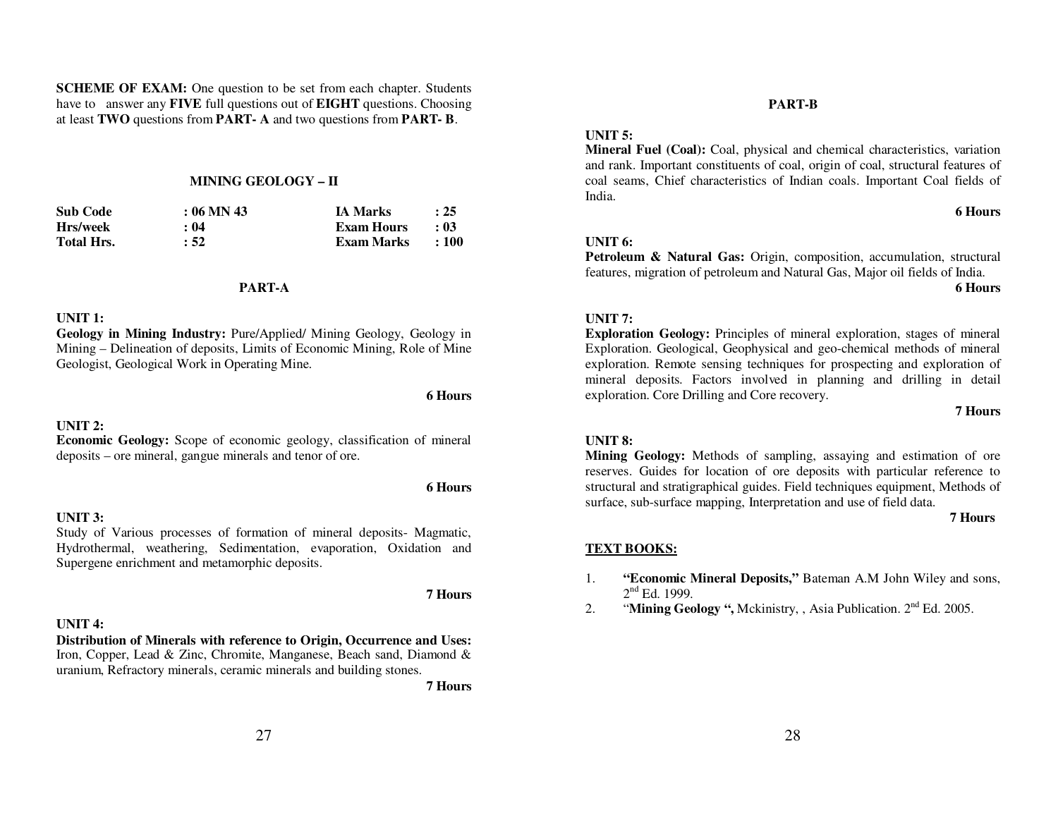**SCHEME OF EXAM:** One question to be set from each chapter. Students have to answer any **FIVE** full questions out of **EIGHT** questions. Choosing at least **TWO** questions from **PART- A** and two questions from **PART- B**.

## MINING GEOLOGY – II

| | | | |
|---|---|---|---|
| **Sub Code** | **: 06 MN 43** | **IA Marks** | **: 25** |
| **Hrs/week** | **: 04** | **Exam Hours** | **: 03** |
| **Total Hrs.** | **: 52** | **Exam Marks** | **: 100** |

### PART-A

**UNIT 1:**
**Geology in Mining Industry:** Pure/Applied/ Mining Geology, Geology in Mining – Delineation of deposits, Limits of Economic Mining, Role of Mine Geologist, Geological Work in Operating Mine.

**6 Hours**

**UNIT 2:**
**Economic Geology:** Scope of economic geology, classification of mineral deposits – ore mineral, gangue minerals and tenor of ore.

**6 Hours**

**UNIT 3:**
Study of Various processes of formation of mineral deposits- Magmatic, Hydrothermal, weathering, Sedimentation, evaporation, Oxidation and Supergene enrichment and metamorphic deposits.

**7 Hours**

**UNIT 4:**
**Distribution of Minerals with reference to Origin, Occurrence and Uses:** Iron, Copper, Lead & Zinc, Chromite, Manganese, Beach sand, Diamond & uranium, Refractory minerals, ceramic minerals and building stones.

**7 Hours**

### PART-B

**UNIT 5:**
**Mineral Fuel (Coal):** Coal, physical and chemical characteristics, variation and rank. Important constituents of coal, origin of coal, structural features of coal seams, Chief characteristics of Indian coals. Important Coal fields of India.

**6 Hours**

**UNIT 6:**
**Petroleum & Natural Gas:** Origin, composition, accumulation, structural features, migration of petroleum and Natural Gas, Major oil fields of India.

**6 Hours**

**UNIT 7:**
**Exploration Geology:** Principles of mineral exploration, stages of mineral Exploration. Geological, Geophysical and geo-chemical methods of mineral exploration. Remote sensing techniques for prospecting and exploration of mineral deposits. Factors involved in planning and drilling in detail exploration. Core Drilling and Core recovery.

**7 Hours**

**UNIT 8:**
**Mining Geology:** Methods of sampling, assaying and estimation of ore reserves. Guides for location of ore deposits with particular reference to structural and stratigraphical guides. Field techniques equipment, Methods of surface, sub-surface mapping, Interpretation and use of field data.

**7 Hours**

**TEXT BOOKS:**

1. **"Economic Mineral Deposits,"** Bateman A.M John Wiley and sons, 2nd Ed. 1999.
2. "**Mining Geology ",** Mckinistry, , Asia Publication. 2nd Ed. 2005.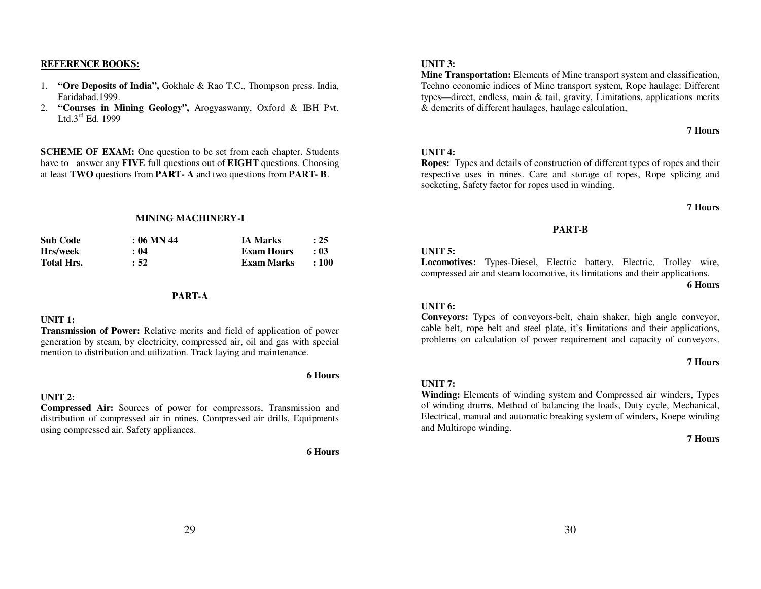**REFERENCE BOOKS:**

1. **"Ore Deposits of India",** Gokhale & Rao T.C., Thompson press. India, Faridabad.1999.
2. **"Courses in Mining Geology",** Arogyaswamy, Oxford & IBH Pvt. Ltd.3rd Ed. 1999

**SCHEME OF EXAM:** One question to be set from each chapter. Students have to answer any **FIVE** full questions out of **EIGHT** questions. Choosing at least **TWO** questions from **PART- A** and two questions from **PART- B**.

## MINING MACHINERY-I

| | | | |
|---|---|---|---|
| **Sub Code** | **: 06 MN 44** | **IA Marks** | **: 25** |
| **Hrs/week** | **: 04** | **Exam Hours** | **: 03** |
| **Total Hrs.** | **: 52** | **Exam Marks** | **: 100** |

### PART-A

**UNIT 1:**
**Transmission of Power:** Relative merits and field of application of power generation by steam, by electricity, compressed air, oil and gas with special mention to distribution and utilization. Track laying and maintenance.

**6 Hours**

**UNIT 2:**
**Compressed Air:** Sources of power for compressors, Transmission and distribution of compressed air in mines, Compressed air drills, Equipments using compressed air. Safety appliances.

**6 Hours**

**UNIT 3:**
**Mine Transportation:** Elements of Mine transport system and classification, Techno economic indices of Mine transport system, Rope haulage: Different types—direct, endless, main & tail, gravity, Limitations, applications merits & demerits of different haulages, haulage calculation,

**7 Hours**

**UNIT 4:**
**Ropes:** Types and details of construction of different types of ropes and their respective uses in mines. Care and storage of ropes, Rope splicing and socketing, Safety factor for ropes used in winding.

**7 Hours**

### PART-B

**UNIT 5:**
**Locomotives:** Types-Diesel, Electric battery, Electric, Trolley wire, compressed air and steam locomotive, its limitations and their applications.

**6 Hours**

**UNIT 6:**
**Conveyors:** Types of conveyors-belt, chain shaker, high angle conveyor, cable belt, rope belt and steel plate, it's limitations and their applications, problems on calculation of power requirement and capacity of conveyors.

**7 Hours**

**UNIT 7:**
**Winding:** Elements of winding system and Compressed air winders, Types of winding drums, Method of balancing the loads, Duty cycle, Mechanical, Electrical, manual and automatic breaking system of winders, Koepe winding and Multirope winding.

**7 Hours**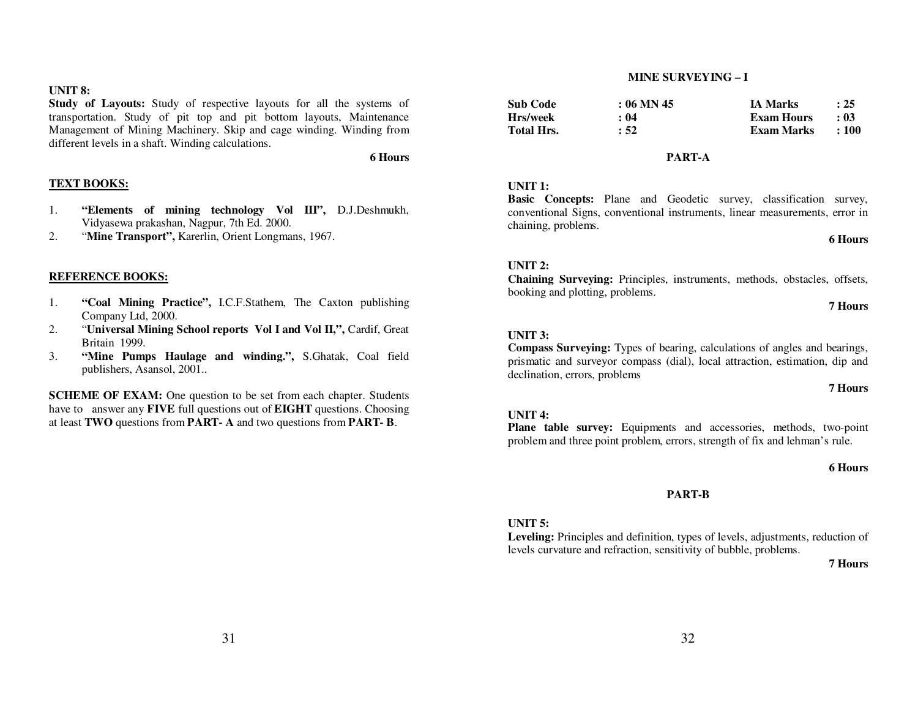**UNIT 8:**
**Study of Layouts:** Study of respective layouts for all the systems of transportation. Study of pit top and pit bottom layouts, Maintenance Management of Mining Machinery. Skip and cage winding. Winding from different levels in a shaft. Winding calculations.

**6 Hours**

**TEXT BOOKS:**

1. **"Elements of mining technology Vol III",** D.J.Deshmukh, Vidyasewa prakashan, Nagpur, 7th Ed. 2000.
2. "**Mine Transport",** Karerlin, Orient Longmans, 1967.

**REFERENCE BOOKS:**

1. **"Coal Mining Practice",** I.C.F.Stathem, The Caxton publishing Company Ltd, 2000.
2. "**Universal Mining School reports Vol I and Vol II,",** Cardif, Great Britain 1999.
3. **"Mine Pumps Haulage and winding.",** S.Ghatak, Coal field publishers, Asansol, 2001..

**SCHEME OF EXAM:** One question to be set from each chapter. Students have to answer any **FIVE** full questions out of **EIGHT** questions. Choosing at least **TWO** questions from **PART- A** and two questions from **PART- B**.

## MINE SURVEYING – I

| | | | |
|---|---|---|---|
| **Sub Code** | **: 06 MN 45** | **IA Marks** | **: 25** |
| **Hrs/week** | **: 04** | **Exam Hours** | **: 03** |
| **Total Hrs.** | **: 52** | **Exam Marks** | **: 100** |

### PART-A

**UNIT 1:**
**Basic Concepts:** Plane and Geodetic survey, classification survey, conventional Signs, conventional instruments, linear measurements, error in chaining, problems.

**6 Hours**

**UNIT 2:**
**Chaining Surveying:** Principles, instruments, methods, obstacles, offsets, booking and plotting, problems.

**7 Hours**

**UNIT 3:**
**Compass Surveying:** Types of bearing, calculations of angles and bearings, prismatic and surveyor compass (dial), local attraction, estimation, dip and declination, errors, problems

**7 Hours**

**UNIT 4:**
**Plane table survey:** Equipments and accessories, methods, two-point problem and three point problem, errors, strength of fix and lehman's rule.

**6 Hours**

### PART-B

**UNIT 5:**
**Leveling:** Principles and definition, types of levels, adjustments, reduction of levels curvature and refraction, sensitivity of bubble, problems.

**7 Hours**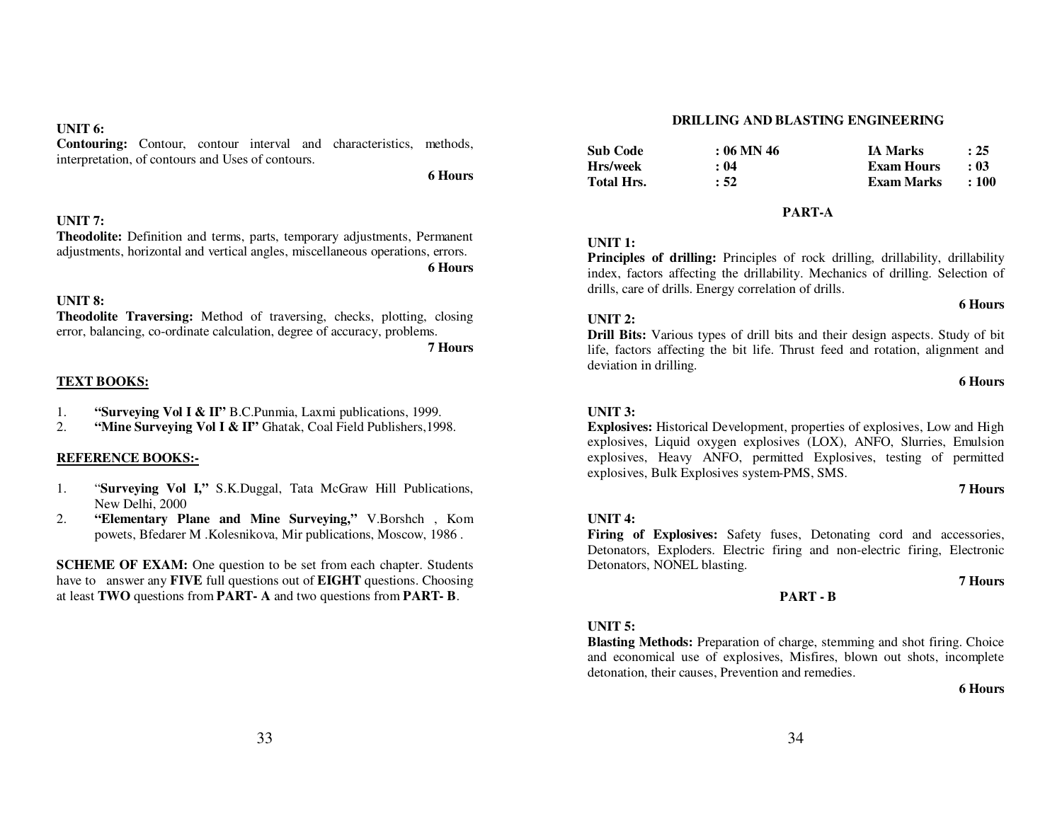**UNIT 6:**

**Contouring:** Contour, contour interval and characteristics, methods, interpretation, of contours and Uses of contours.

**6 Hours**

**UNIT 7:**

**Theodolite:** Definition and terms, parts, temporary adjustments, Permanent adjustments, horizontal and vertical angles, miscellaneous operations, errors.

**6 Hours**

**UNIT 8:**

**Theodolite Traversing:** Method of traversing, checks, plotting, closing error, balancing, co-ordinate calculation, degree of accuracy, problems.

**7 Hours**

**TEXT BOOKS:**

1. **"Surveying Vol I & II"** B.C.Punmia, Laxmi publications, 1999.
2. **"Mine Surveying Vol I & II"** Ghatak, Coal Field Publishers,1998.

**REFERENCE BOOKS:-**

1. "**Surveying Vol I,"** S.K.Duggal, Tata McGraw Hill Publications, New Delhi, 2000
2. **"Elementary Plane and Mine Surveying,"** V.Borshch , Kom powets, Bfedarer M .Kolesnikova, Mir publications, Moscow, 1986 .

**SCHEME OF EXAM:** One question to be set from each chapter. Students have to answer any **FIVE** full questions out of **EIGHT** questions. Choosing at least **TWO** questions from **PART- A** and two questions from **PART- B**.

## DRILLING AND BLASTING ENGINEERING

| | | | |
|---|---|---|---|
| **Sub Code** | **: 06 MN 46** | **IA Marks** | **: 25** |
| **Hrs/week** | **: 04** | **Exam Hours** | **: 03** |
| **Total Hrs.** | **: 52** | **Exam Marks** | **: 100** |

### PART-A

**UNIT 1:**

**Principles of drilling:** Principles of rock drilling, drillability, drillability index, factors affecting the drillability. Mechanics of drilling. Selection of drills, care of drills. Energy correlation of drills.

**6 Hours**

**UNIT 2:**

**Drill Bits:** Various types of drill bits and their design aspects. Study of bit life, factors affecting the bit life. Thrust feed and rotation, alignment and deviation in drilling.

**6 Hours**

**UNIT 3:**

**Explosives:** Historical Development, properties of explosives, Low and High explosives, Liquid oxygen explosives (LOX), ANFO, Slurries, Emulsion explosives, Heavy ANFO, permitted Explosives, testing of permitted explosives, Bulk Explosives system-PMS, SMS.

**7 Hours**

**UNIT 4:**

**Firing of Explosives:** Safety fuses, Detonating cord and accessories, Detonators, Exploders. Electric firing and non-electric firing, Electronic Detonators, NONEL blasting.

**7 Hours**

### PART - B

**UNIT 5:**

**Blasting Methods:** Preparation of charge, stemming and shot firing. Choice and economical use of explosives, Misfires, blown out shots, incomplete detonation, their causes, Prevention and remedies.

**6 Hours**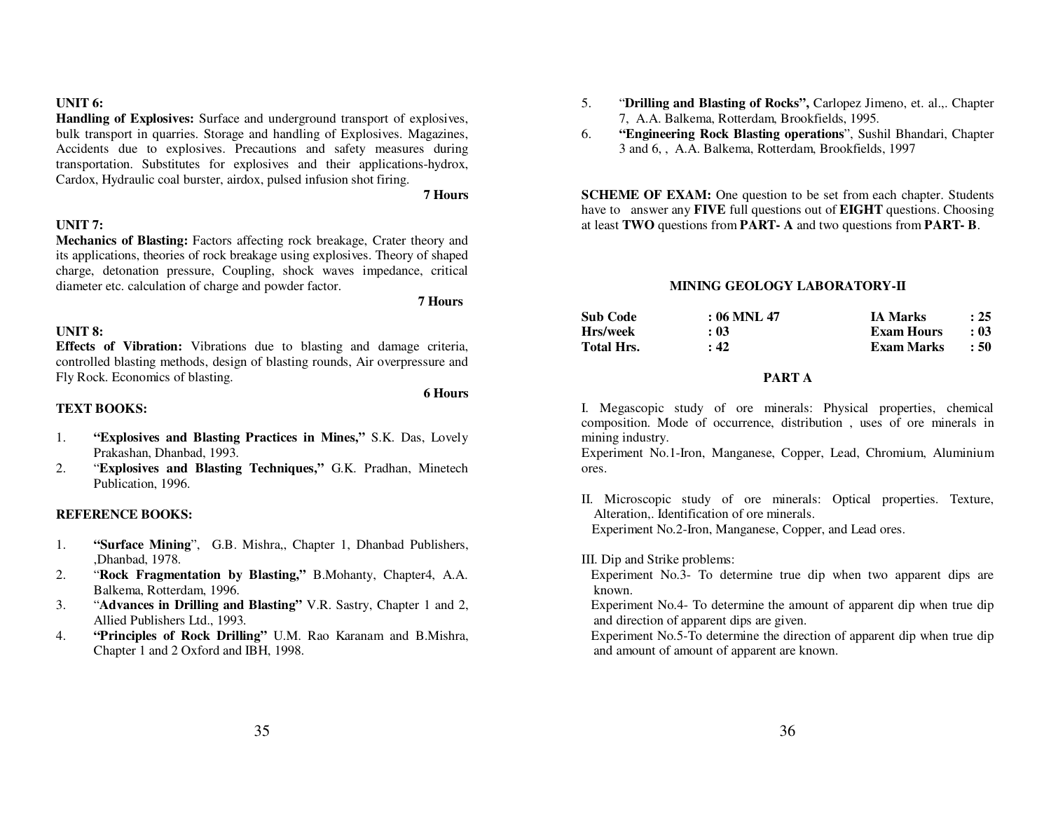**UNIT 6:**

**Handling of Explosives:** Surface and underground transport of explosives, bulk transport in quarries. Storage and handling of Explosives. Magazines, Accidents due to explosives. Precautions and safety measures during transportation. Substitutes for explosives and their applications-hydrox, Cardox, Hydraulic coal burster, airdox, pulsed infusion shot firing.

**7 Hours**

**UNIT 7:**

**Mechanics of Blasting:** Factors affecting rock breakage, Crater theory and its applications, theories of rock breakage using explosives. Theory of shaped charge, detonation pressure, Coupling, shock waves impedance, critical diameter etc. calculation of charge and powder factor.

**7 Hours**

**UNIT 8:**

**Effects of Vibration:** Vibrations due to blasting and damage criteria, controlled blasting methods, design of blasting rounds, Air overpressure and Fly Rock. Economics of blasting.

**6 Hours**

**TEXT BOOKS:**

1. **"Explosives and Blasting Practices in Mines,"** S.K. Das, Lovely Prakashan, Dhanbad, 1993.
2. "**Explosives and Blasting Techniques,"** G.K. Pradhan, Minetech Publication, 1996.

**REFERENCE BOOKS:**

1. **"Surface Mining**", G.B. Mishra,, Chapter 1, Dhanbad Publishers, ,Dhanbad, 1978.
2. "**Rock Fragmentation by Blasting,"** B.Mohanty, Chapter4, A.A. Balkema, Rotterdam, 1996.
3. "**Advances in Drilling and Blasting"** V.R. Sastry, Chapter 1 and 2, Allied Publishers Ltd., 1993.
4. **"Principles of Rock Drilling"** U.M. Rao Karanam and B.Mishra, Chapter 1 and 2 Oxford and IBH, 1998.
5. "**Drilling and Blasting of Rocks",** Carlopez Jimeno, et. al.,. Chapter 7, A.A. Balkema, Rotterdam, Brookfields, 1995.
6. **"Engineering Rock Blasting operations**", Sushil Bhandari, Chapter 3 and 6, , A.A. Balkema, Rotterdam, Brookfields, 1997

**SCHEME OF EXAM:** One question to be set from each chapter. Students have to answer any **FIVE** full questions out of **EIGHT** questions. Choosing at least **TWO** questions from **PART- A** and two questions from **PART- B**.

## MINING GEOLOGY LABORATORY-II

| | | | |
|---|---|---|---|
| **Sub Code** | **: 06 MNL 47** | **IA Marks** | **: 25** |
| **Hrs/week** | **: 03** | **Exam Hours** | **: 03** |
| **Total Hrs.** | **: 42** | **Exam Marks** | **: 50** |

### PART A

I. Megascopic study of ore minerals: Physical properties, chemical composition. Mode of occurrence, distribution , uses of ore minerals in mining industry.

Experiment No.1-Iron, Manganese, Copper, Lead, Chromium, Aluminium ores.

II. Microscopic study of ore minerals: Optical properties. Texture, Alteration,. Identification of ore minerals.

Experiment No.2-Iron, Manganese, Copper, and Lead ores.

III. Dip and Strike problems:

Experiment No.3- To determine true dip when two apparent dips are known.

Experiment No.4- To determine the amount of apparent dip when true dip and direction of apparent dips are given.

Experiment No.5-To determine the direction of apparent dip when true dip and amount of amount of apparent are known.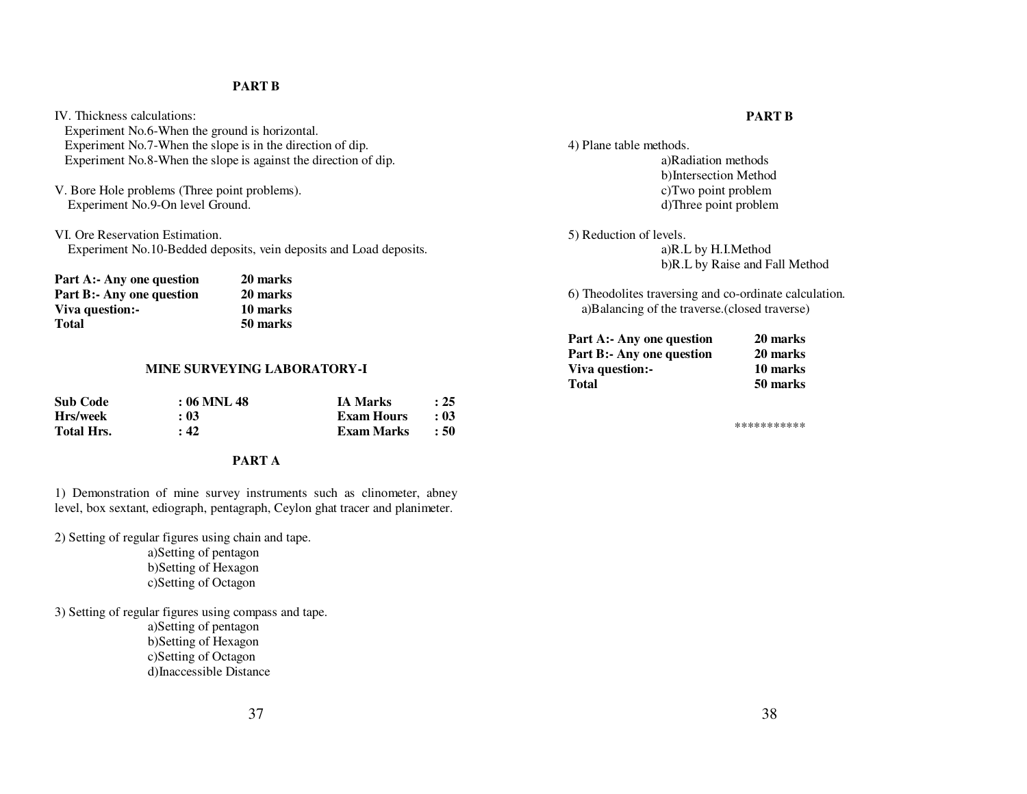### PART B

IV. Thickness calculations:

Experiment No.6-When the ground is horizontal.
Experiment No.7-When the slope is in the direction of dip.
Experiment No.8-When the slope is against the direction of dip.

V. Bore Hole problems (Three point problems).

Experiment No.9-On level Ground.

VI. Ore Reservation Estimation.

Experiment No.10-Bedded deposits, vein deposits and Load deposits.

| | |
|---|---|
| **Part A:- Any one question** | **20 marks** |
| **Part B:- Any one question** | **20 marks** |
| **Viva question:-** | **10 marks** |
| **Total** | **50 marks** |

### MINE SURVEYING LABORATORY-I

| | | | |
|---|---|---|---|
| **Sub Code** | **: 06 MNL 48** | **IA Marks** | **: 25** |
| **Hrs/week** | **: 03** | **Exam Hours** | **: 03** |
| **Total Hrs.** | **: 42** | **Exam Marks** | **: 50** |

### PART A

1) Demonstration of mine survey instruments such as clinometer, abney level, box sextant, ediograph, pentagraph, Ceylon ghat tracer and planimeter.

2) Setting of regular figures using chain and tape.
   a)Setting of pentagon
   b)Setting of Hexagon
   c)Setting of Octagon

3) Setting of regular figures using compass and tape.
   a)Setting of pentagon
   b)Setting of Hexagon
   c)Setting of Octagon
   d)Inaccessible Distance

### PART B

4) Plane table methods.
   a)Radiation methods
   b)Intersection Method
   c)Two point problem
   d)Three point problem

5) Reduction of levels.
   a)R.L by H.I.Method
   b)R.L by Raise and Fall Method

6) Theodolites traversing and co-ordinate calculation.
   a)Balancing of the traverse.(closed traverse)

| | |
|---|---|
| **Part A:- Any one question** | **20 marks** |
| **Part B:- Any one question** | **20 marks** |
| **Viva question:-** | **10 marks** |
| **Total** | **50 marks** |

***********